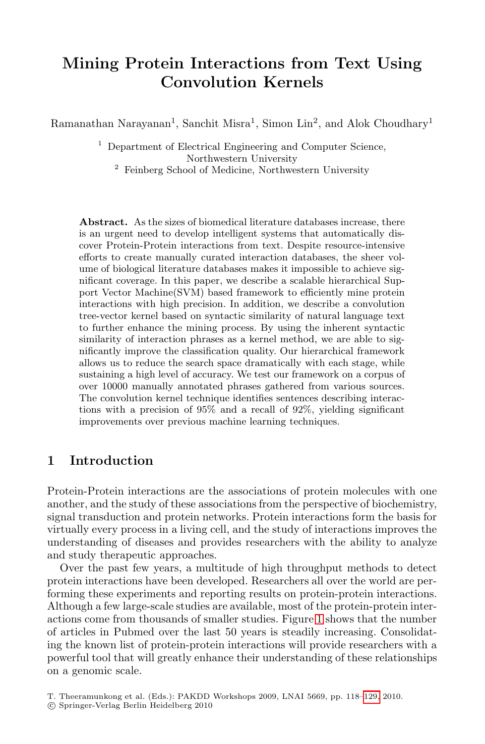# Mining Protein Interactions from Text Using Convolution Kernels

Ramanathan Narayanan[1], Sanchit Misra[1], Simon Lin[2], and Alok Choudhary[1]

[1] Department of Electrical Engineering and Computer Science, Northwestern University

[2] Feinberg School of Medicine, Northwestern University

**Abstract.** As the sizes of biomedical literature databases increase, there is an urgent need to develop intelligent systems that automatically discover Protein-Protein interactions from text. Despite resource-intensive efforts to create manually curated interaction databases, the sheer volume of biological literature databases makes it impossible to achieve significant coverage. In this paper, we describe a scalable hierarchical Support Vector Machine(SVM) based framework to efficiently mine protein interactions with high precision. In addition, we describe a convolution tree-vector kernel based on syntactic similarity of natural language text to further enhance the mining process. By using the inherent syntactic similarity of interaction phrases as a kernel method, we are able to significantly improve the classification quality. Our hierarchical framework allows us to reduce the search space dramatically with each stage, while sustaining a high level of accuracy. We test our framework on a corpus of over 10000 manually annotated phrases gathered from various sources. The convolution kernel technique identifies sentences describing interactions with a precision of 95% and a recall of 92%, yielding significant improvements over previous machine learning techniques.

## 1 Introduction

Protein-Protein interactions are the associations of protein molecules with one another, and the study of these associations from the perspective of biochemistry, signal transduction and protein networks. Protein interactions form the basis for virtually every process in a living cell, and the study of interactions improves the understanding of diseases and provides researchers with the ability to analyze and study therapeutic approaches.

Over the past few years, a multitude of high throughput methods to detect protein interactions have been developed. Researchers all over the world are performing these experiments and reporting results on protein-protein interactions. Although a few large-scale studies are available, most of the protein-protein interactions come from thousands of smaller studies. Figure 1 shows that the number of articles in Pubmed over the last 50 years is steadily increasing. Consolidating the known list of protein-protein interactions will provide researchers with a powerful tool that will greatly enhance their understanding of these relationships on a genomic scale.

T. Theeramunkong et al. (Eds.): PAKDD Workshops 2009, LNAI 5669, pp. 118–129, 2010.
© Springer-Verlag Berlin Heidelberg 2010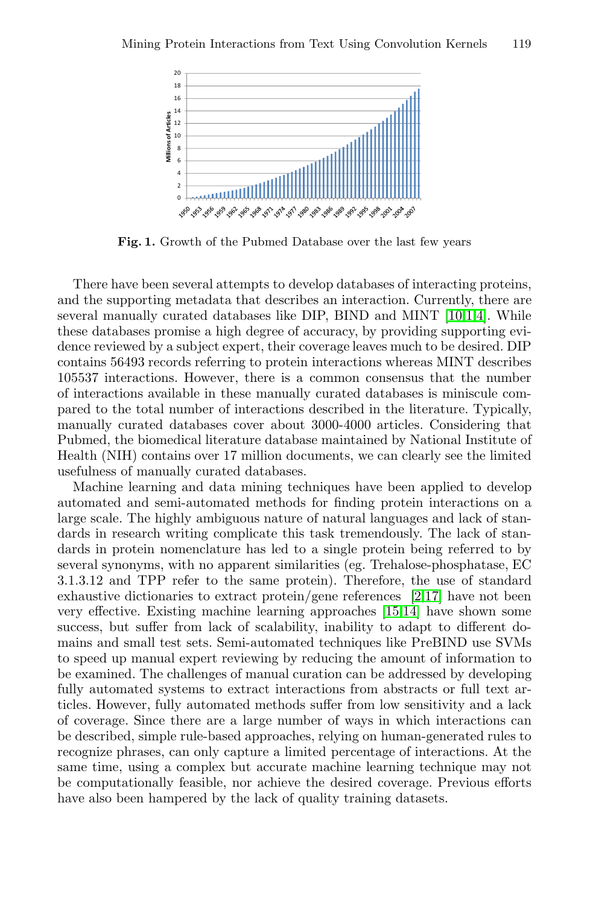**Fig. 1.** Growth of the Pubmed Database over the last few years

There have been several attempts to develop databases of interacting proteins, and the supporting metadata that describes an interaction. Currently, there are several manually curated databases like DIP, BIND and MINT [10,1,4]. While these databases promise a high degree of accuracy, by providing supporting evidence reviewed by a subject expert, their coverage leaves much to be desired. DIP contains 56493 records referring to protein interactions whereas MINT describes 105537 interactions. However, there is a common consensus that the number of interactions available in these manually curated databases is miniscule compared to the total number of interactions described in the literature. Typically, manually curated databases cover about 3000-4000 articles. Considering that Pubmed, the biomedical literature database maintained by National Institute of Health (NIH) contains over 17 million documents, we can clearly see the limited usefulness of manually curated databases.

Machine learning and data mining techniques have been applied to develop automated and semi-automated methods for finding protein interactions on a large scale. The highly ambiguous nature of natural languages and lack of standards in research writing complicate this task tremendously. The lack of standards in protein nomenclature has led to a single protein being referred to by several synonyms, with no apparent similarities (eg. Trehalose-phosphatase, EC 3.1.3.12 and TPP refer to the same protein). Therefore, the use of standard exhaustive dictionaries to extract protein/gene references [2,17] have not been very effective. Existing machine learning approaches [15,14] have shown some success, but suffer from lack of scalability, inability to adapt to different domains and small test sets. Semi-automated techniques like PreBIND use SVMs to speed up manual expert reviewing by reducing the amount of information to be examined. The challenges of manual curation can be addressed by developing fully automated systems to extract interactions from abstracts or full text articles. However, fully automated methods suffer from low sensitivity and a lack of coverage. Since there are a large number of ways in which interactions can be described, simple rule-based approaches, relying on human-generated rules to recognize phrases, can only capture a limited percentage of interactions. At the same time, using a complex but accurate machine learning technique may not be computationally feasible, nor achieve the desired coverage. Previous efforts have also been hampered by the lack of quality training datasets.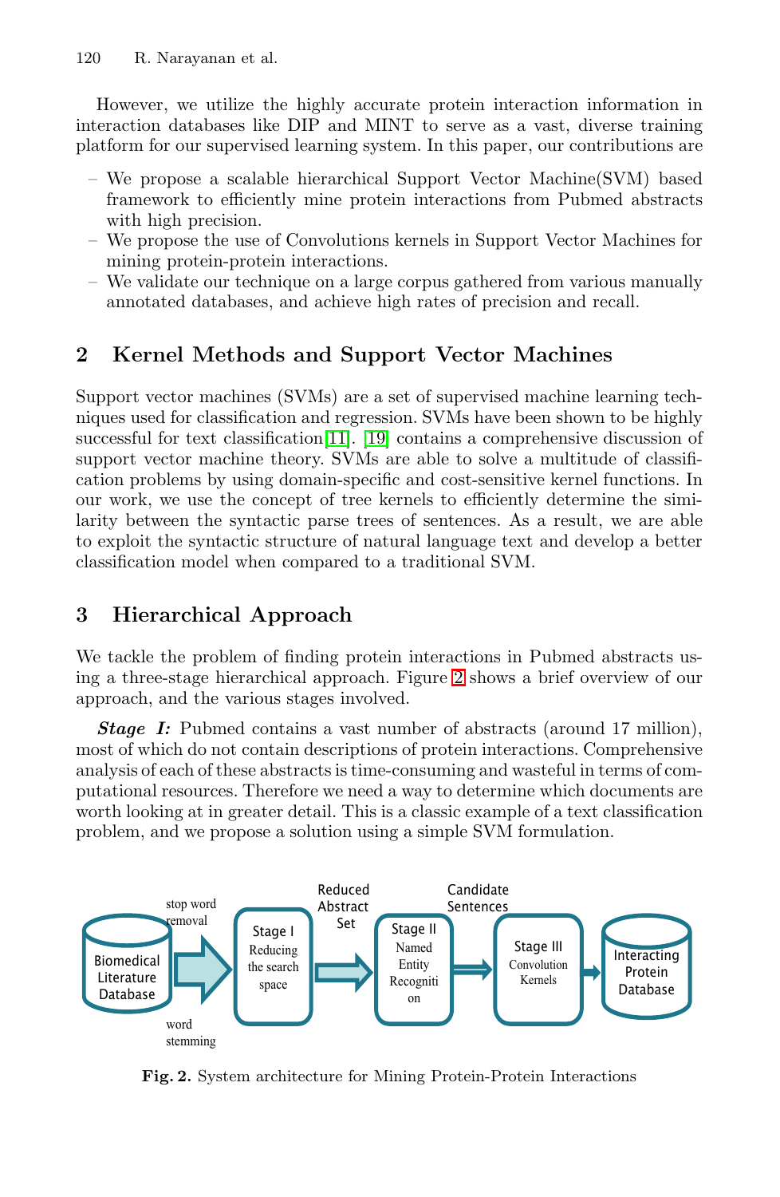However, we utilize the highly accurate protein interaction information in interaction databases like DIP and MINT to serve as a vast, diverse training platform for our supervised learning system. In this paper, our contributions are

- We propose a scalable hierarchical Support Vector Machine(SVM) based framework to efficiently mine protein interactions from Pubmed abstracts with high precision.
- We propose the use of Convolutions kernels in Support Vector Machines for mining protein-protein interactions.
- We validate our technique on a large corpus gathered from various manually annotated databases, and achieve high rates of precision and recall.

## 2 Kernel Methods and Support Vector Machines

Support vector machines (SVMs) are a set of supervised machine learning techniques used for classification and regression. SVMs have been shown to be highly successful for text classification[11]. [19] contains a comprehensive discussion of support vector machine theory. SVMs are able to solve a multitude of classification problems by using domain-specific and cost-sensitive kernel functions. In our work, we use the concept of tree kernels to efficiently determine the similarity between the syntactic parse trees of sentences. As a result, we are able to exploit the syntactic structure of natural language text and develop a better classification model when compared to a traditional SVM.

## 3 Hierarchical Approach

We tackle the problem of finding protein interactions in Pubmed abstracts using a three-stage hierarchical approach. Figure 2 shows a brief overview of our approach, and the various stages involved.

***Stage I:*** Pubmed contains a vast number of abstracts (around 17 million), most of which do not contain descriptions of protein interactions. Comprehensive analysis of each of these abstracts is time-consuming and wasteful in terms of computational resources. Therefore we need a way to determine which documents are worth looking at in greater detail. This is a classic example of a text classification problem, and we propose a solution using a simple SVM formulation.

Biomedical Literature Database → (stop word removal, word stemming) → Stage I: Reducing the search space → Reduced Abstract Set → Stage II: Named Entity Recognition → Candidate Sentences → Stage III: Convolution Kernels → Interacting Protein Database

**Fig. 2.** System architecture for Mining Protein-Protein Interactions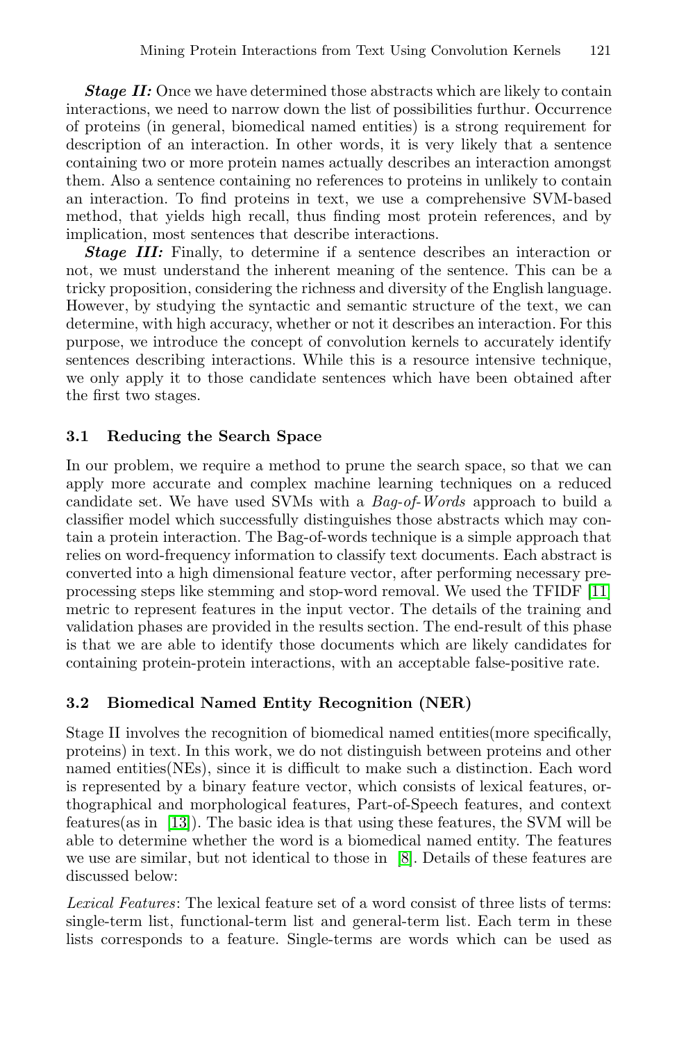***Stage II:*** Once we have determined those abstracts which are likely to contain interactions, we need to narrow down the list of possibilities furthur. Occurrence of proteins (in general, biomedical named entities) is a strong requirement for description of an interaction. In other words, it is very likely that a sentence containing two or more protein names actually describes an interaction amongst them. Also a sentence containing no references to proteins in unlikely to contain an interaction. To find proteins in text, we use a comprehensive SVM-based method, that yields high recall, thus finding most protein references, and by implication, most sentences that describe interactions.

***Stage III:*** Finally, to determine if a sentence describes an interaction or not, we must understand the inherent meaning of the sentence. This can be a tricky proposition, considering the richness and diversity of the English language. However, by studying the syntactic and semantic structure of the text, we can determine, with high accuracy, whether or not it describes an interaction. For this purpose, we introduce the concept of convolution kernels to accurately identify sentences describing interactions. While this is a resource intensive technique, we only apply it to those candidate sentences which have been obtained after the first two stages.

### 3.1 Reducing the Search Space

In our problem, we require a method to prune the search space, so that we can apply more accurate and complex machine learning techniques on a reduced candidate set. We have used SVMs with a *Bag-of-Words* approach to build a classifier model which successfully distinguishes those abstracts which may contain a protein interaction. The Bag-of-words technique is a simple approach that relies on word-frequency information to classify text documents. Each abstract is converted into a high dimensional feature vector, after performing necessary preprocessing steps like stemming and stop-word removal. We used the TFIDF [11] metric to represent features in the input vector. The details of the training and validation phases are provided in the results section. The end-result of this phase is that we are able to identify those documents which are likely candidates for containing protein-protein interactions, with an acceptable false-positive rate.

### 3.2 Biomedical Named Entity Recognition (NER)

Stage II involves the recognition of biomedical named entities(more specifically, proteins) in text. In this work, we do not distinguish between proteins and other named entities(NEs), since it is difficult to make such a distinction. Each word is represented by a binary feature vector, which consists of lexical features, orthographical and morphological features, Part-of-Speech features, and context features(as in [13]). The basic idea is that using these features, the SVM will be able to determine whether the word is a biomedical named entity. The features we use are similar, but not identical to those in [8]. Details of these features are discussed below:

*Lexical Features*: The lexical feature set of a word consist of three lists of terms: single-term list, functional-term list and general-term list. Each term in these lists corresponds to a feature. Single-terms are words which can be used as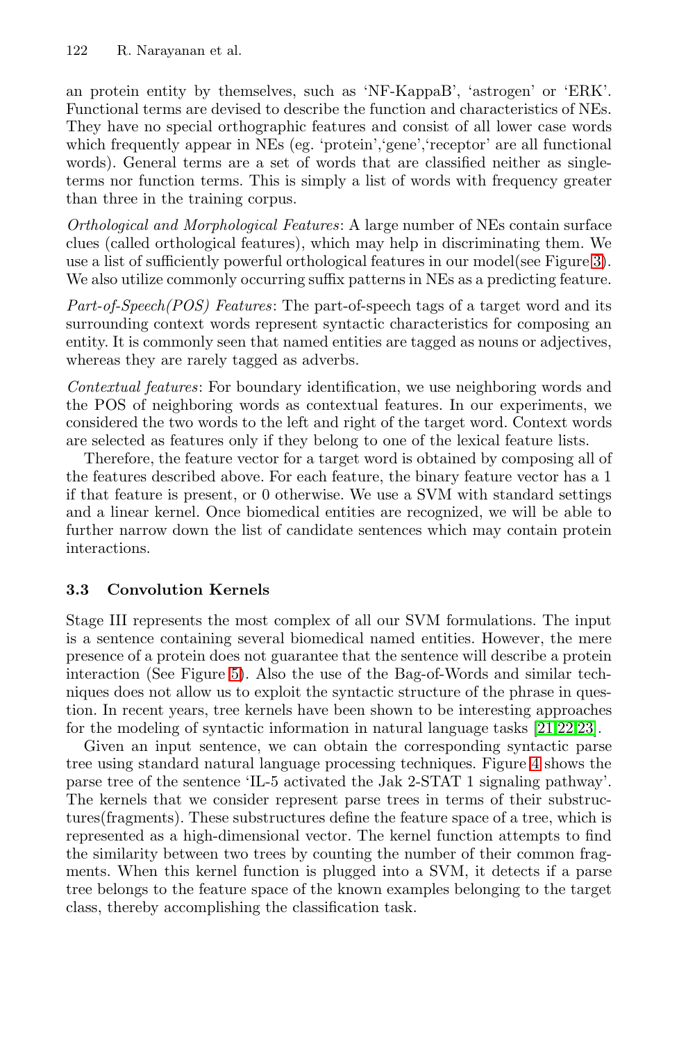an protein entity by themselves, such as 'NF-KappaB', 'astrogen' or 'ERK'. Functional terms are devised to describe the function and characteristics of NEs. They have no special orthographic features and consist of all lower case words which frequently appear in NEs (eg. 'protein','gene','receptor' are all functional words). General terms are a set of words that are classified neither as single-terms nor function terms. This is simply a list of words with frequency greater than three in the training corpus.

*Orthological and Morphological Features*: A large number of NEs contain surface clues (called orthological features), which may help in discriminating them. We use a list of sufficiently powerful orthological features in our model(see Figure 3). We also utilize commonly occurring suffix patterns in NEs as a predicting feature.

*Part-of-Speech(POS) Features*: The part-of-speech tags of a target word and its surrounding context words represent syntactic characteristics for composing an entity. It is commonly seen that named entities are tagged as nouns or adjectives, whereas they are rarely tagged as adverbs.

*Contextual features*: For boundary identification, we use neighboring words and the POS of neighboring words as contextual features. In our experiments, we considered the two words to the left and right of the target word. Context words are selected as features only if they belong to one of the lexical feature lists.

Therefore, the feature vector for a target word is obtained by composing all of the features described above. For each feature, the binary feature vector has a 1 if that feature is present, or 0 otherwise. We use a SVM with standard settings and a linear kernel. Once biomedical entities are recognized, we will be able to further narrow down the list of candidate sentences which may contain protein interactions.

### 3.3 Convolution Kernels

Stage III represents the most complex of all our SVM formulations. The input is a sentence containing several biomedical named entities. However, the mere presence of a protein does not guarantee that the sentence will describe a protein interaction (See Figure 5). Also the use of the Bag-of-Words and similar techniques does not allow us to exploit the syntactic structure of the phrase in question. In recent years, tree kernels have been shown to be interesting approaches for the modeling of syntactic information in natural language tasks [21,22,23].

Given an input sentence, we can obtain the corresponding syntactic parse tree using standard natural language processing techniques. Figure 4 shows the parse tree of the sentence 'IL-5 activated the Jak 2-STAT 1 signaling pathway'. The kernels that we consider represent parse trees in terms of their substructures(fragments). These substructures define the feature space of a tree, which is represented as a high-dimensional vector. The kernel function attempts to find the similarity between two trees by counting the number of their common fragments. When this kernel function is plugged into a SVM, it detects if a parse tree belongs to the feature space of the known examples belonging to the target class, thereby accomplishing the classification task.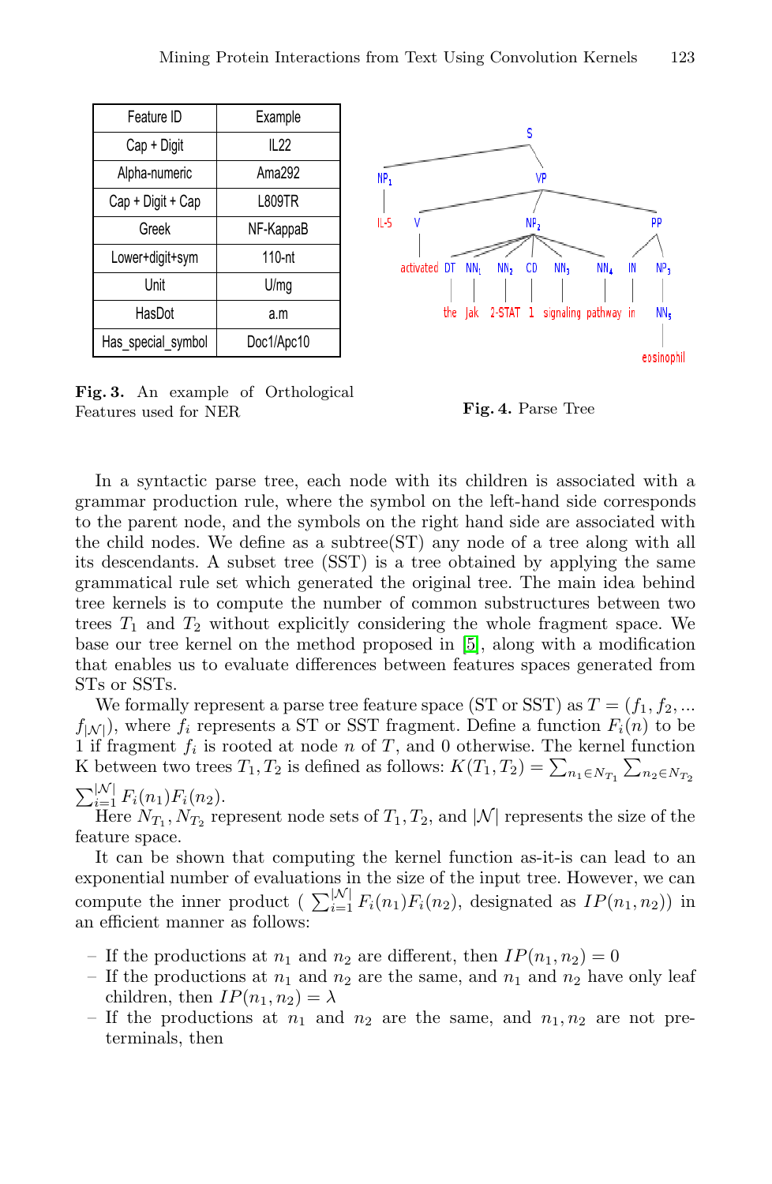| Feature ID | Example |
| --- | --- |
| Cap + Digit | IL22 |
| Alpha-numeric | Ama292 |
| Cap + Digit + Cap | L809TR |
| Greek | NF-KappaB |
| Lower+digit+sym | 110-nt |
| Unit | U/mg |
| HasDot | a.m |
| Has_special_symbol | Doc1/Apc10 |

**Fig. 3.** An example of Orthological Features used for NER

**Fig. 4.** Parse Tree

In a syntactic parse tree, each node with its children is associated with a grammar production rule, where the symbol on the left-hand side corresponds to the parent node, and the symbols on the right hand side are associated with the child nodes. We define as a subtree(ST) any node of a tree along with all its descendants. A subset tree (SST) is a tree obtained by applying the same grammatical rule set which generated the original tree. The main idea behind tree kernels is to compute the number of common substructures between two trees $T_1$ and $T_2$ without explicitly considering the whole fragment space. We base our tree kernel on the method proposed in [5], along with a modification that enables us to evaluate differences between features spaces generated from STs or SSTs.

We formally represent a parse tree feature space (ST or SST) as $T = (f_1, f_2, ... f_{|\mathcal{N}|})$, where $f_i$ represents a ST or SST fragment. Define a function $F_i(n)$ to be 1 if fragment $f_i$ is rooted at node $n$ of $T$, and 0 otherwise. The kernel function K between two trees $T_1, T_2$ is defined as follows: $K(T_1, T_2) = \sum_{n_1 \in N_{T_1}} \sum_{n_2 \in N_{T_2}} \sum_{i=1}^{|\mathcal{N}|} F_i(n_1)F_i(n_2)$.

Here $N_{T_1}, N_{T_2}$ represent node sets of $T_1, T_2$, and $|\mathcal{N}|$ represents the size of the feature space.

It can be shown that computing the kernel function as-it-is can lead to an exponential number of evaluations in the size of the input tree. However, we can compute the inner product ( $\sum_{i=1}^{|\mathcal{N}|} F_i(n_1)F_i(n_2)$, designated as $IP(n_1, n_2)$) in an efficient manner as follows:

- If the productions at $n_1$ and $n_2$ are different, then $IP(n_1, n_2) = 0$
- If the productions at $n_1$ and $n_2$ are the same, and $n_1$ and $n_2$ have only leaf children, then $IP(n_1, n_2) = \lambda$
- If the productions at $n_1$ and $n_2$ are the same, and $n_1, n_2$ are not pre-terminals, then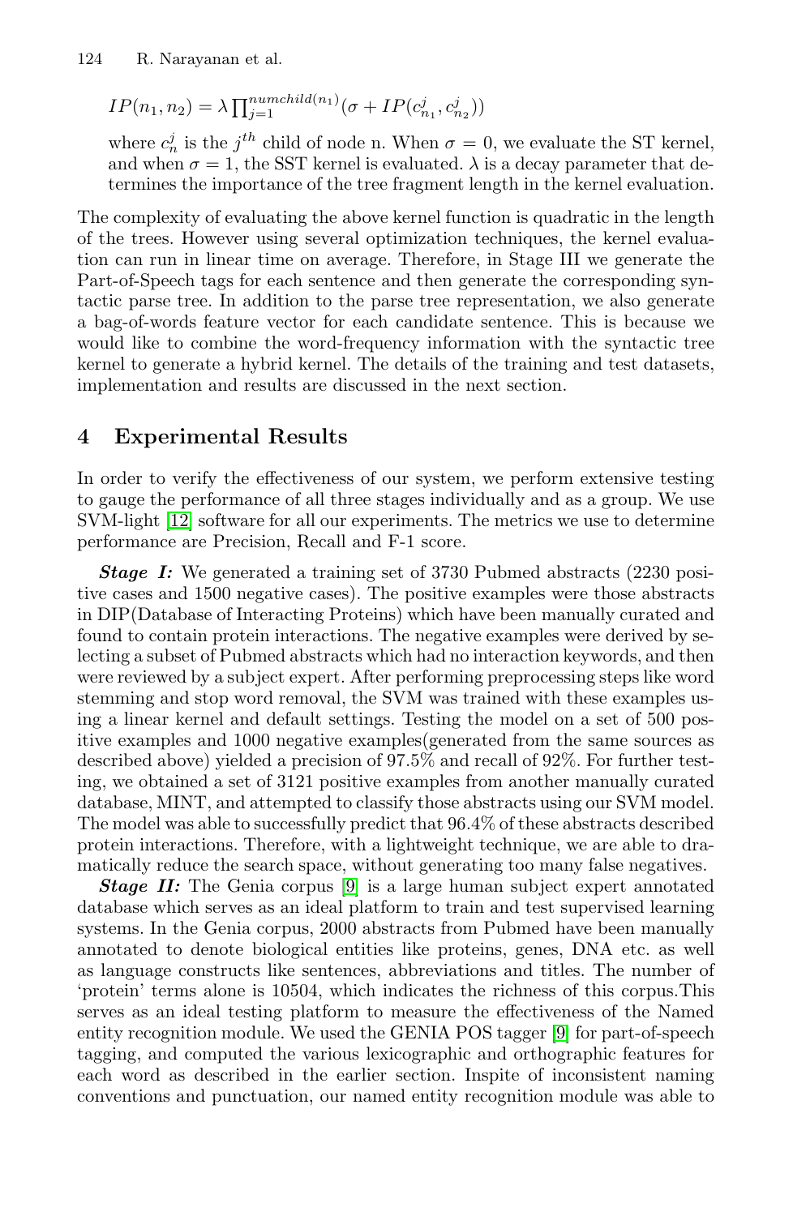$$IP(n_1, n_2) = \lambda \prod_{j=1}^{numchild(n_1)} (\sigma + IP(c_{n_1}^j, c_{n_2}^j))$$

where $c_n^j$ is the $j^{th}$ child of node n. When $\sigma = 0$, we evaluate the ST kernel, and when $\sigma = 1$, the SST kernel is evaluated. $\lambda$ is a decay parameter that determines the importance of the tree fragment length in the kernel evaluation.

The complexity of evaluating the above kernel function is quadratic in the length of the trees. However using several optimization techniques, the kernel evaluation can run in linear time on average. Therefore, in Stage III we generate the Part-of-Speech tags for each sentence and then generate the corresponding syntactic parse tree. In addition to the parse tree representation, we also generate a bag-of-words feature vector for each candidate sentence. This is because we would like to combine the word-frequency information with the syntactic tree kernel to generate a hybrid kernel. The details of the training and test datasets, implementation and results are discussed in the next section.

## 4 Experimental Results

In order to verify the effectiveness of our system, we perform extensive testing to gauge the performance of all three stages individually and as a group. We use SVM-light [12] software for all our experiments. The metrics we use to determine performance are Precision, Recall and F-1 score.

***Stage I:*** We generated a training set of 3730 Pubmed abstracts (2230 positive cases and 1500 negative cases). The positive examples were those abstracts in DIP(Database of Interacting Proteins) which have been manually curated and found to contain protein interactions. The negative examples were derived by selecting a subset of Pubmed abstracts which had no interaction keywords, and then were reviewed by a subject expert. After performing preprocessing steps like word stemming and stop word removal, the SVM was trained with these examples using a linear kernel and default settings. Testing the model on a set of 500 positive examples and 1000 negative examples(generated from the same sources as described above) yielded a precision of 97.5% and recall of 92%. For further testing, we obtained a set of 3121 positive examples from another manually curated database, MINT, and attempted to classify those abstracts using our SVM model. The model was able to successfully predict that 96.4% of these abstracts described protein interactions. Therefore, with a lightweight technique, we are able to dramatically reduce the search space, without generating too many false negatives.

***Stage II:*** The Genia corpus [9] is a large human subject expert annotated database which serves as an ideal platform to train and test supervised learning systems. In the Genia corpus, 2000 abstracts from Pubmed have been manually annotated to denote biological entities like proteins, genes, DNA etc. as well as language constructs like sentences, abbreviations and titles. The number of 'protein' terms alone is 10504, which indicates the richness of this corpus.This serves as an ideal testing platform to measure the effectiveness of the Named entity recognition module. We used the GENIA POS tagger [9] for part-of-speech tagging, and computed the various lexicographic and orthographic features for each word as described in the earlier section. Inspite of inconsistent naming conventions and punctuation, our named entity recognition module was able to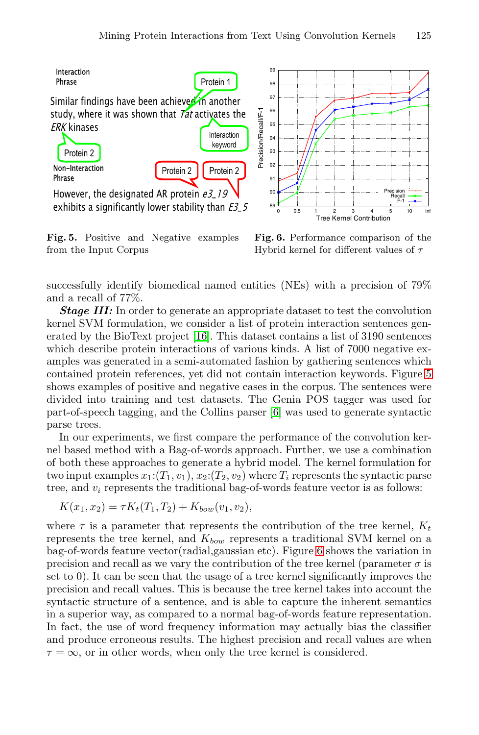**Fig. 5.** Positive and Negative examples from the Input Corpus

**Fig. 6.** Performance comparison of the Hybrid kernel for different values of $\tau$

successfully identify biomedical named entities (NEs) with a precision of 79% and a recall of 77%.

***Stage III:*** In order to generate an appropriate dataset to test the convolution kernel SVM formulation, we consider a list of protein interaction sentences generated by the BioText project [16]. This dataset contains a list of 3190 sentences which describe protein interactions of various kinds. A list of 7000 negative examples was generated in a semi-automated fashion by gathering sentences which contained protein references, yet did not contain interaction keywords. Figure 5 shows examples of positive and negative cases in the corpus. The sentences were divided into training and test datasets. The Genia POS tagger was used for part-of-speech tagging, and the Collins parser [6] was used to generate syntactic parse trees.

In our experiments, we first compare the performance of the convolution kernel based method with a Bag-of-words approach. Further, we use a combination of both these approaches to generate a hybrid model. The kernel formulation for two input examples $x_1$:$(T_1, v_1)$, $x_2$:$(T_2, v_2)$ where $T_i$ represents the syntactic parse tree, and $v_i$ represents the traditional bag-of-words feature vector is as follows:

$$K(x_1, x_2) = \tau K_t(T_1, T_2) + K_{bow}(v_1, v_2),$$

where $\tau$ is a parameter that represents the contribution of the tree kernel, $K_t$ represents the tree kernel, and $K_{bow}$ represents a traditional SVM kernel on a bag-of-words feature vector(radial,gaussian etc). Figure 6 shows the variation in precision and recall as we vary the contribution of the tree kernel (parameter $\sigma$ is set to 0). It can be seen that the usage of a tree kernel significantly improves the precision and recall values. This is because the tree kernel takes into account the syntactic structure of a sentence, and is able to capture the inherent semantics in a superior way, as compared to a normal bag-of-words feature representation. In fact, the use of word frequency information may actually bias the classifier and produce erroneous results. The highest precision and recall values are when $\tau = \infty$, or in other words, when only the tree kernel is considered.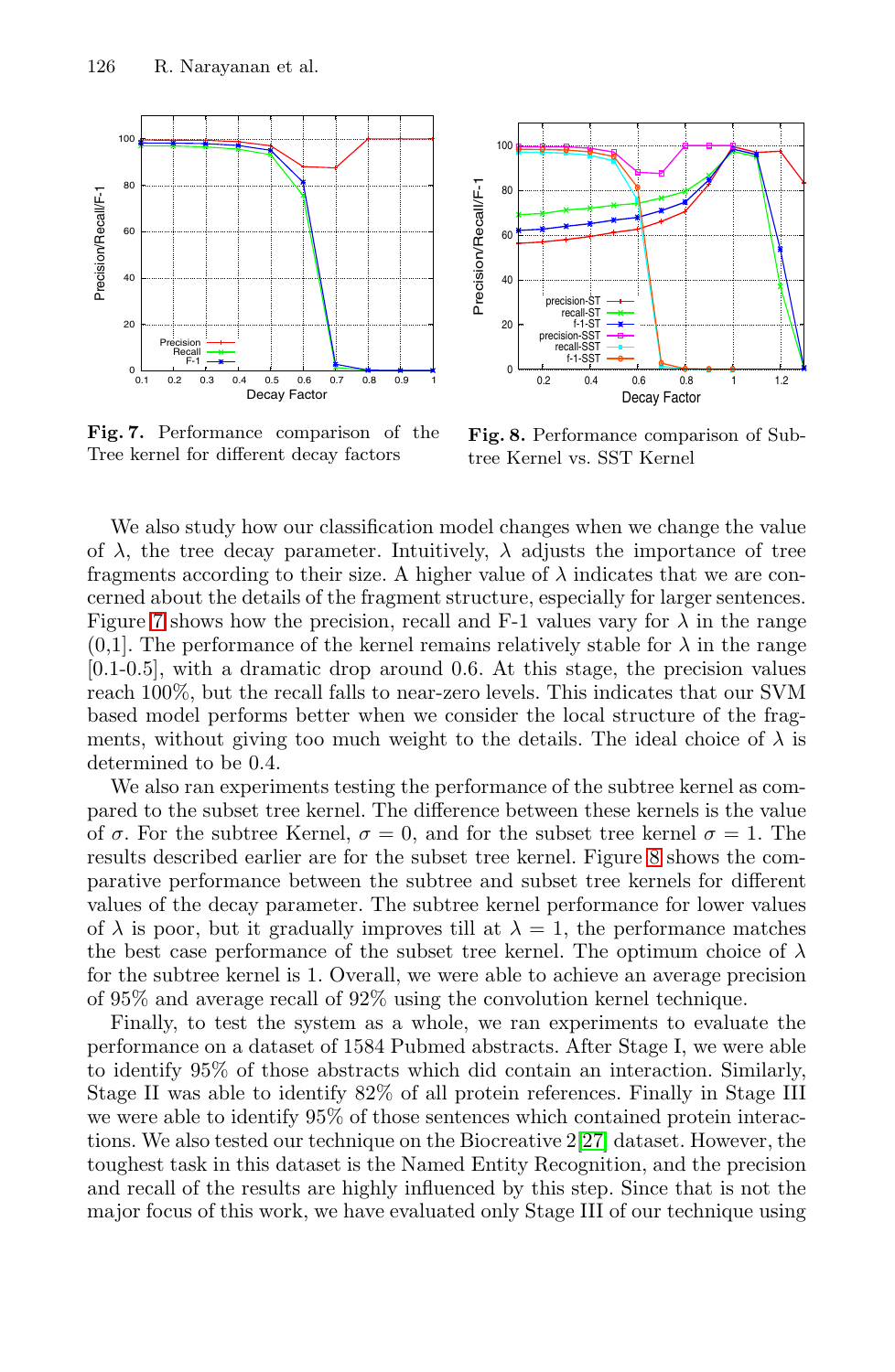**Fig. 7.** Performance comparison of the Tree kernel for different decay factors

**Fig. 8.** Performance comparison of Subtree Kernel vs. SST Kernel

We also study how our classification model changes when we change the value of $\lambda$, the tree decay parameter. Intuitively, $\lambda$ adjusts the importance of tree fragments according to their size. A higher value of $\lambda$ indicates that we are concerned about the details of the fragment structure, especially for larger sentences. Figure 7 shows how the precision, recall and F-1 values vary for $\lambda$ in the range (0,1]. The performance of the kernel remains relatively stable for $\lambda$ in the range [0.1-0.5], with a dramatic drop around 0.6. At this stage, the precision values reach 100%, but the recall falls to near-zero levels. This indicates that our SVM based model performs better when we consider the local structure of the fragments, without giving too much weight to the details. The ideal choice of $\lambda$ is determined to be 0.4.

We also ran experiments testing the performance of the subtree kernel as compared to the subset tree kernel. The difference between these kernels is the value of $\sigma$. For the subtree Kernel, $\sigma = 0$, and for the subset tree kernel $\sigma = 1$. The results described earlier are for the subset tree kernel. Figure 8 shows the comparative performance between the subtree and subset tree kernels for different values of the decay parameter. The subtree kernel performance for lower values of $\lambda$ is poor, but it gradually improves till at $\lambda = 1$, the performance matches the best case performance of the subset tree kernel. The optimum choice of $\lambda$ for the subtree kernel is 1. Overall, we were able to achieve an average precision of 95% and average recall of 92% using the convolution kernel technique.

Finally, to test the system as a whole, we ran experiments to evaluate the performance on a dataset of 1584 Pubmed abstracts. After Stage I, we were able to identify 95% of those abstracts which did contain an interaction. Similarly, Stage II was able to identify 82% of all protein references. Finally in Stage III we were able to identify 95% of those sentences which contained protein interactions. We also tested our technique on the Biocreative 2 [27] dataset. However, the toughest task in this dataset is the Named Entity Recognition, and the precision and recall of the results are highly influenced by this step. Since that is not the major focus of this work, we have evaluated only Stage III of our technique using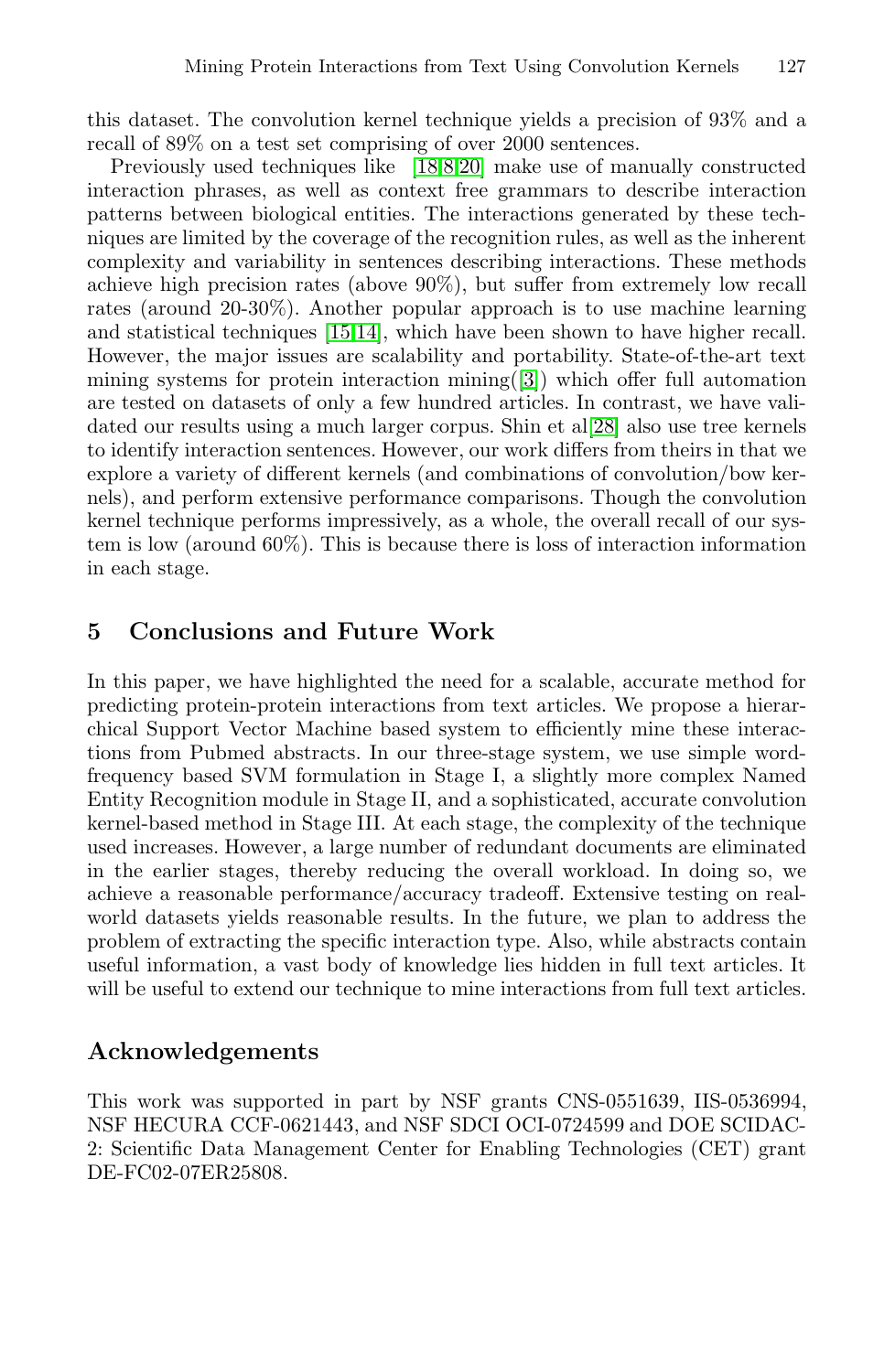this dataset. The convolution kernel technique yields a precision of 93% and a recall of 89% on a test set comprising of over 2000 sentences.

Previously used techniques like [18,8,20] make use of manually constructed interaction phrases, as well as context free grammars to describe interaction patterns between biological entities. The interactions generated by these techniques are limited by the coverage of the recognition rules, as well as the inherent complexity and variability in sentences describing interactions. These methods achieve high precision rates (above 90%), but suffer from extremely low recall rates (around 20-30%). Another popular approach is to use machine learning and statistical techniques [15,14], which have been shown to have higher recall. However, the major issues are scalability and portability. State-of-the-art text mining systems for protein interaction mining([3]) which offer full automation are tested on datasets of only a few hundred articles. In contrast, we have validated our results using a much larger corpus. Shin et al[28] also use tree kernels to identify interaction sentences. However, our work differs from theirs in that we explore a variety of different kernels (and combinations of convolution/bow kernels), and perform extensive performance comparisons. Though the convolution kernel technique performs impressively, as a whole, the overall recall of our system is low (around 60%). This is because there is loss of interaction information in each stage.

## 5 Conclusions and Future Work

In this paper, we have highlighted the need for a scalable, accurate method for predicting protein-protein interactions from text articles. We propose a hierarchical Support Vector Machine based system to efficiently mine these interactions from Pubmed abstracts. In our three-stage system, we use simple word-frequency based SVM formulation in Stage I, a slightly more complex Named Entity Recognition module in Stage II, and a sophisticated, accurate convolution kernel-based method in Stage III. At each stage, the complexity of the technique used increases. However, a large number of redundant documents are eliminated in the earlier stages, thereby reducing the overall workload. In doing so, we achieve a reasonable performance/accuracy tradeoff. Extensive testing on real-world datasets yields reasonable results. In the future, we plan to address the problem of extracting the specific interaction type. Also, while abstracts contain useful information, a vast body of knowledge lies hidden in full text articles. It will be useful to extend our technique to mine interactions from full text articles.

## Acknowledgements

This work was supported in part by NSF grants CNS-0551639, IIS-0536994, NSF HECURA CCF-0621443, and NSF SDCI OCI-0724599 and DOE SCIDAC-2: Scientific Data Management Center for Enabling Technologies (CET) grant DE-FC02-07ER25808.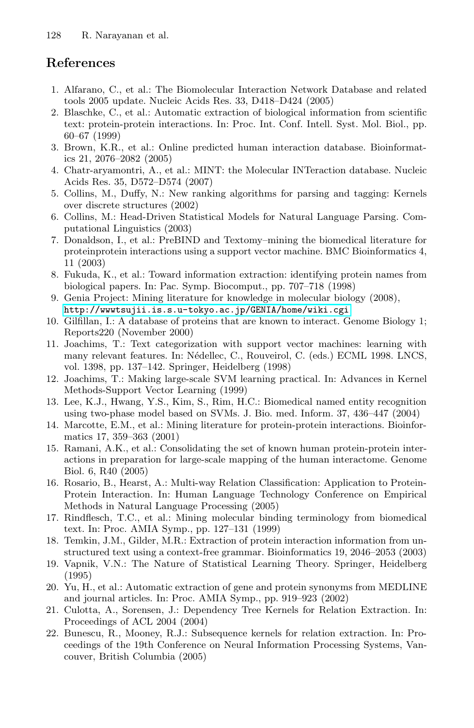## References

1. Alfarano, C., et al.: The Biomolecular Interaction Network Database and related tools 2005 update. Nucleic Acids Res. 33, D418–D424 (2005)
2. Blaschke, C., et al.: Automatic extraction of biological information from scientific text: protein-protein interactions. In: Proc. Int. Conf. Intell. Syst. Mol. Biol., pp. 60–67 (1999)
3. Brown, K.R., et al.: Online predicted human interaction database. Bioinformatics 21, 2076–2082 (2005)
4. Chatr-aryamontri, A., et al.: MINT: the Molecular INTeraction database. Nucleic Acids Res. 35, D572–D574 (2007)
5. Collins, M., Duffy, N.: New ranking algorithms for parsing and tagging: Kernels over discrete structures (2002)
6. Collins, M.: Head-Driven Statistical Models for Natural Language Parsing. Computational Linguistics (2003)
7. Donaldson, I., et al.: PreBIND and Textomy–mining the biomedical literature for proteinprotein interactions using a support vector machine. BMC Bioinformatics 4, 11 (2003)
8. Fukuda, K., et al.: Toward information extraction: identifying protein names from biological papers. In: Pac. Symp. Biocomput., pp. 707–718 (1998)
9. Genia Project: Mining literature for knowledge in molecular biology (2008), http://wwwtsujii.is.s.u-tokyo.ac.jp/GENIA/home/wiki.cgi
10. Gilfillan, I.: A database of proteins that are known to interact. Genome Biology 1; Reports220 (November 2000)
11. Joachims, T.: Text categorization with support vector machines: learning with many relevant features. In: Nédellec, C., Rouveirol, C. (eds.) ECML 1998. LNCS, vol. 1398, pp. 137–142. Springer, Heidelberg (1998)
12. Joachims, T.: Making large-scale SVM learning practical. In: Advances in Kernel Methods-Support Vector Learning (1999)
13. Lee, K.J., Hwang, Y.S., Kim, S., Rim, H.C.: Biomedical named entity recognition using two-phase model based on SVMs. J. Bio. med. Inform. 37, 436–447 (2004)
14. Marcotte, E.M., et al.: Mining literature for protein-protein interactions. Bioinformatics 17, 359–363 (2001)
15. Ramani, A.K., et al.: Consolidating the set of known human protein-protein interactions in preparation for large-scale mapping of the human interactome. Genome Biol. 6, R40 (2005)
16. Rosario, B., Hearst, A.: Multi-way Relation Classification: Application to Protein-Protein Interaction. In: Human Language Technology Conference on Empirical Methods in Natural Language Processing (2005)
17. Rindflesch, T.C., et al.: Mining molecular binding terminology from biomedical text. In: Proc. AMIA Symp., pp. 127–131 (1999)
18. Temkin, J.M., Gilder, M.R.: Extraction of protein interaction information from unstructured text using a context-free grammar. Bioinformatics 19, 2046–2053 (2003)
19. Vapnik, V.N.: The Nature of Statistical Learning Theory. Springer, Heidelberg (1995)
20. Yu, H., et al.: Automatic extraction of gene and protein synonyms from MEDLINE and journal articles. In: Proc. AMIA Symp., pp. 919–923 (2002)
21. Culotta, A., Sorensen, J.: Dependency Tree Kernels for Relation Extraction. In: Proceedings of ACL 2004 (2004)
22. Bunescu, R., Mooney, R.J.: Subsequence kernels for relation extraction. In: Proceedings of the 19th Conference on Neural Information Processing Systems, Vancouver, British Columbia (2005)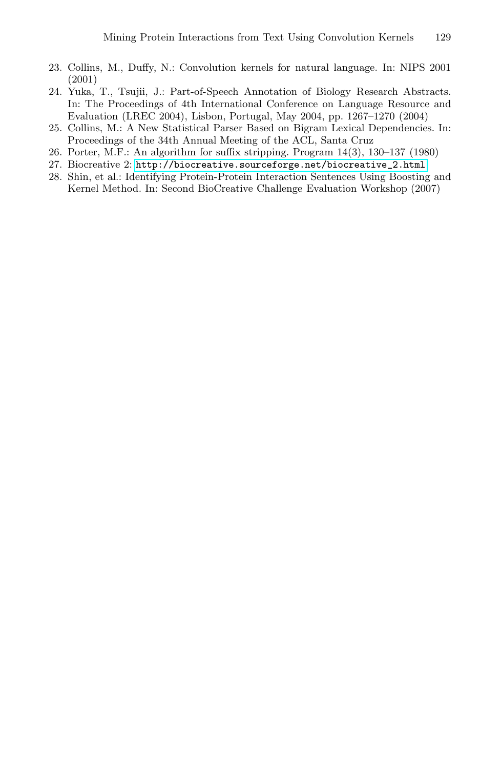23. Collins, M., Duffy, N.: Convolution kernels for natural language. In: NIPS 2001 (2001)
24. Yuka, T., Tsujii, J.: Part-of-Speech Annotation of Biology Research Abstracts. In: The Proceedings of 4th International Conference on Language Resource and Evaluation (LREC 2004), Lisbon, Portugal, May 2004, pp. 1267–1270 (2004)
25. Collins, M.: A New Statistical Parser Based on Bigram Lexical Dependencies. In: Proceedings of the 34th Annual Meeting of the ACL, Santa Cruz
26. Porter, M.F.: An algorithm for suffix stripping. Program 14(3), 130–137 (1980)
27. Biocreative 2: http://biocreative.sourceforge.net/biocreative_2.html
28. Shin, et al.: Identifying Protein-Protein Interaction Sentences Using Boosting and Kernel Method. In: Second BioCreative Challenge Evaluation Workshop (2007)